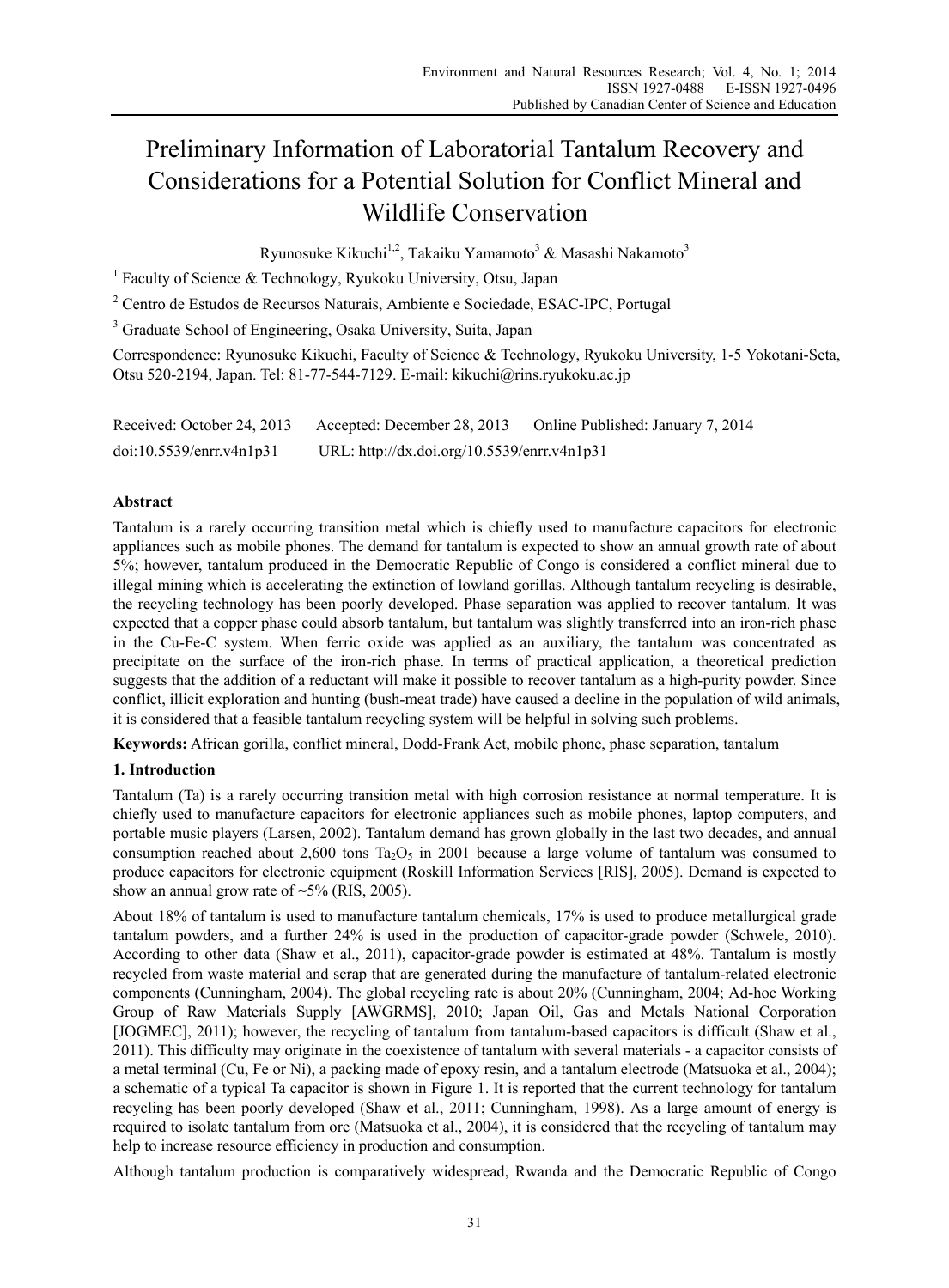# Preliminary Information of Laboratorial Tantalum Recovery and Considerations for a Potential Solution for Conflict Mineral and Wildlife Conservation

Ryunosuke Kikuchi[1,2], Takaiku Yamamoto[3] & Masashi Nakamoto[3]

[1] Faculty of Science & Technology, Ryukoku University, Otsu, Japan

[2] Centro de Estudos de Recursos Naturais, Ambiente e Sociedade, ESAC-IPC, Portugal

[3] Graduate School of Engineering, Osaka University, Suita, Japan

Correspondence: Ryunosuke Kikuchi, Faculty of Science & Technology, Ryukoku University, 1-5 Yokotani-Seta, Otsu 520-2194, Japan. Tel: 81-77-544-7129. E-mail: kikuchi@rins.ryukoku.ac.jp

Received: October 24, 2013 Accepted: December 28, 2013 Online Published: January 7, 2014

doi:10.5539/enrr.v4n1p31 URL: http://dx.doi.org/10.5539/enrr.v4n1p31

## Abstract

Tantalum is a rarely occurring transition metal which is chiefly used to manufacture capacitors for electronic appliances such as mobile phones. The demand for tantalum is expected to show an annual growth rate of about 5%; however, tantalum produced in the Democratic Republic of Congo is considered a conflict mineral due to illegal mining which is accelerating the extinction of lowland gorillas. Although tantalum recycling is desirable, the recycling technology has been poorly developed. Phase separation was applied to recover tantalum. It was expected that a copper phase could absorb tantalum, but tantalum was slightly transferred into an iron-rich phase in the Cu-Fe-C system. When ferric oxide was applied as an auxiliary, the tantalum was concentrated as precipitate on the surface of the iron-rich phase. In terms of practical application, a theoretical prediction suggests that the addition of a reductant will make it possible to recover tantalum as a high-purity powder. Since conflict, illicit exploration and hunting (bush-meat trade) have caused a decline in the population of wild animals, it is considered that a feasible tantalum recycling system will be helpful in solving such problems.

**Keywords:** African gorilla, conflict mineral, Dodd-Frank Act, mobile phone, phase separation, tantalum

## 1. Introduction

Tantalum (Ta) is a rarely occurring transition metal with high corrosion resistance at normal temperature. It is chiefly used to manufacture capacitors for electronic appliances such as mobile phones, laptop computers, and portable music players (Larsen, 2002). Tantalum demand has grown globally in the last two decades, and annual consumption reached about 2,600 tons $Ta_2O_5$ in 2001 because a large volume of tantalum was consumed to produce capacitors for electronic equipment (Roskill Information Services [RIS], 2005). Demand is expected to show an annual grow rate of ~5% (RIS, 2005).

About 18% of tantalum is used to manufacture tantalum chemicals, 17% is used to produce metallurgical grade tantalum powders, and a further 24% is used in the production of capacitor-grade powder (Schwele, 2010). According to other data (Shaw et al., 2011), capacitor-grade powder is estimated at 48%. Tantalum is mostly recycled from waste material and scrap that are generated during the manufacture of tantalum-related electronic components (Cunningham, 2004). The global recycling rate is about 20% (Cunningham, 2004; Ad-hoc Working Group of Raw Materials Supply [AWGRMS], 2010; Japan Oil, Gas and Metals National Corporation [JOGMEC], 2011); however, the recycling of tantalum from tantalum-based capacitors is difficult (Shaw et al., 2011). This difficulty may originate in the coexistence of tantalum with several materials - a capacitor consists of a metal terminal (Cu, Fe or Ni), a packing made of epoxy resin, and a tantalum electrode (Matsuoka et al., 2004); a schematic of a typical Ta capacitor is shown in Figure 1. It is reported that the current technology for tantalum recycling has been poorly developed (Shaw et al., 2011; Cunningham, 1998). As a large amount of energy is required to isolate tantalum from ore (Matsuoka et al., 2004), it is considered that the recycling of tantalum may help to increase resource efficiency in production and consumption.

Although tantalum production is comparatively widespread, Rwanda and the Democratic Republic of Congo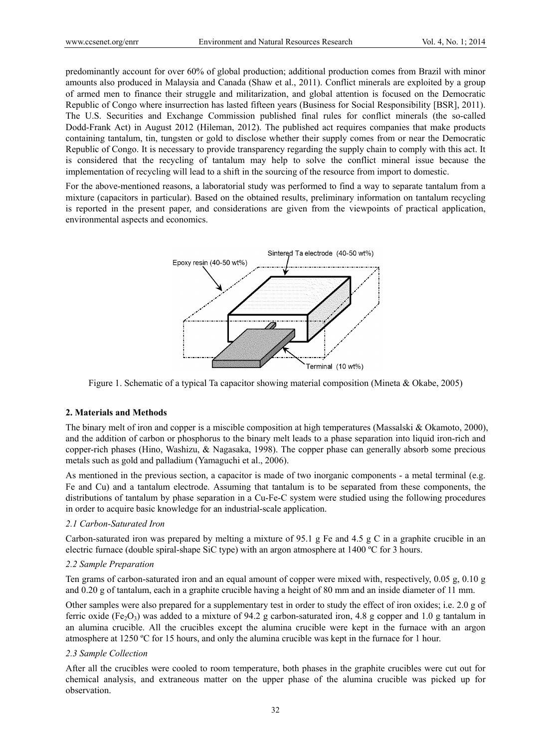predominantly account for over 60% of global production; additional production comes from Brazil with minor amounts also produced in Malaysia and Canada (Shaw et al., 2011). Conflict minerals are exploited by a group of armed men to finance their struggle and militarization, and global attention is focused on the Democratic Republic of Congo where insurrection has lasted fifteen years (Business for Social Responsibility [BSR], 2011). The U.S. Securities and Exchange Commission published final rules for conflict minerals (the so-called Dodd-Frank Act) in August 2012 (Hileman, 2012). The published act requires companies that make products containing tantalum, tin, tungsten or gold to disclose whether their supply comes from or near the Democratic Republic of Congo. It is necessary to provide transparency regarding the supply chain to comply with this act. It is considered that the recycling of tantalum may help to solve the conflict mineral issue because the implementation of recycling will lead to a shift in the sourcing of the resource from import to domestic.

For the above-mentioned reasons, a laboratorial study was performed to find a way to separate tantalum from a mixture (capacitors in particular). Based on the obtained results, preliminary information on tantalum recycling is reported in the present paper, and considerations are given from the viewpoints of practical application, environmental aspects and economics.

Figure 1. Schematic of a typical Ta capacitor showing material composition (Mineta & Okabe, 2005)

## 2. Materials and Methods

The binary melt of iron and copper is a miscible composition at high temperatures (Massalski & Okamoto, 2000), and the addition of carbon or phosphorus to the binary melt leads to a phase separation into liquid iron-rich and copper-rich phases (Hino, Washizu, & Nagasaka, 1998). The copper phase can generally absorb some precious metals such as gold and palladium (Yamaguchi et al., 2006).

As mentioned in the previous section, a capacitor is made of two inorganic components - a metal terminal (e.g. Fe and Cu) and a tantalum electrode. Assuming that tantalum is to be separated from these components, the distributions of tantalum by phase separation in a Cu-Fe-C system were studied using the following procedures in order to acquire basic knowledge for an industrial-scale application.

### *2.1 Carbon-Saturated Iron*

Carbon-saturated iron was prepared by melting a mixture of 95.1 g Fe and 4.5 g C in a graphite crucible in an electric furnace (double spiral-shape SiC type) with an argon atmosphere at 1400 ºC for 3 hours.

### *2.2 Sample Preparation*

Ten grams of carbon-saturated iron and an equal amount of copper were mixed with, respectively, 0.05 g, 0.10 g and 0.20 g of tantalum, each in a graphite crucible having a height of 80 mm and an inside diameter of 11 mm.

Other samples were also prepared for a supplementary test in order to study the effect of iron oxides; i.e. 2.0 g of ferric oxide ($Fe_2O_3$) was added to a mixture of 94.2 g carbon-saturated iron, 4.8 g copper and 1.0 g tantalum in an alumina crucible. All the crucibles except the alumina crucible were kept in the furnace with an argon atmosphere at 1250 ºC for 15 hours, and only the alumina crucible was kept in the furnace for 1 hour.

### *2.3 Sample Collection*

After all the crucibles were cooled to room temperature, both phases in the graphite crucibles were cut out for chemical analysis, and extraneous matter on the upper phase of the alumina crucible was picked up for observation.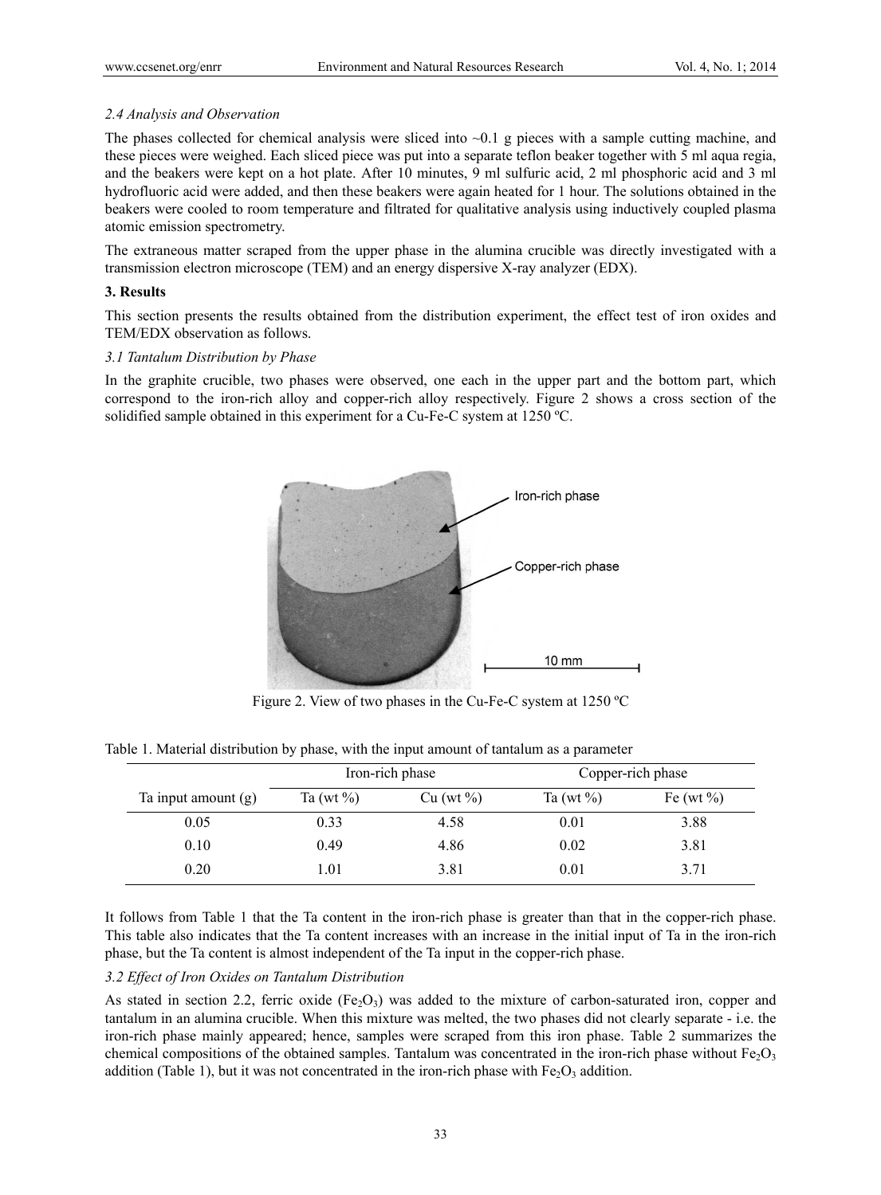### 2.4 Analysis and Observation

The phases collected for chemical analysis were sliced into ~0.1 g pieces with a sample cutting machine, and these pieces were weighed. Each sliced piece was put into a separate teflon beaker together with 5 ml aqua regia, and the beakers were kept on a hot plate. After 10 minutes, 9 ml sulfuric acid, 2 ml phosphoric acid and 3 ml hydrofluoric acid were added, and then these beakers were again heated for 1 hour. The solutions obtained in the beakers were cooled to room temperature and filtrated for qualitative analysis using inductively coupled plasma atomic emission spectrometry.

The extraneous matter scraped from the upper phase in the alumina crucible was directly investigated with a transmission electron microscope (TEM) and an energy dispersive X-ray analyzer (EDX).

## 3. Results

This section presents the results obtained from the distribution experiment, the effect test of iron oxides and TEM/EDX observation as follows.

### 3.1 Tantalum Distribution by Phase

In the graphite crucible, two phases were observed, one each in the upper part and the bottom part, which correspond to the iron-rich alloy and copper-rich alloy respectively. Figure 2 shows a cross section of the solidified sample obtained in this experiment for a Cu-Fe-C system at 1250 ºC.

Figure 2. View of two phases in the Cu-Fe-C system at 1250 ºC

Table 1. Material distribution by phase, with the input amount of tantalum as a parameter

| | Iron-rich phase | | Copper-rich phase | |
|---|---|---|---|---|
| Ta input amount (g) | Ta (wt %) | Cu (wt %) | Ta (wt %) | Fe (wt %) |
| 0.05 | 0.33 | 4.58 | 0.01 | 3.88 |
| 0.10 | 0.49 | 4.86 | 0.02 | 3.81 |
| 0.20 | 1.01 | 3.81 | 0.01 | 3.71 |

It follows from Table 1 that the Ta content in the iron-rich phase is greater than that in the copper-rich phase. This table also indicates that the Ta content increases with an increase in the initial input of Ta in the iron-rich phase, but the Ta content is almost independent of the Ta input in the copper-rich phase.

### 3.2 Effect of Iron Oxides on Tantalum Distribution

As stated in section 2.2, ferric oxide ($Fe_2O_3$) was added to the mixture of carbon-saturated iron, copper and tantalum in an alumina crucible. When this mixture was melted, the two phases did not clearly separate - i.e. the iron-rich phase mainly appeared; hence, samples were scraped from this iron phase. Table 2 summarizes the chemical compositions of the obtained samples. Tantalum was concentrated in the iron-rich phase without $Fe_2O_3$ addition (Table 1), but it was not concentrated in the iron-rich phase with $Fe_2O_3$ addition.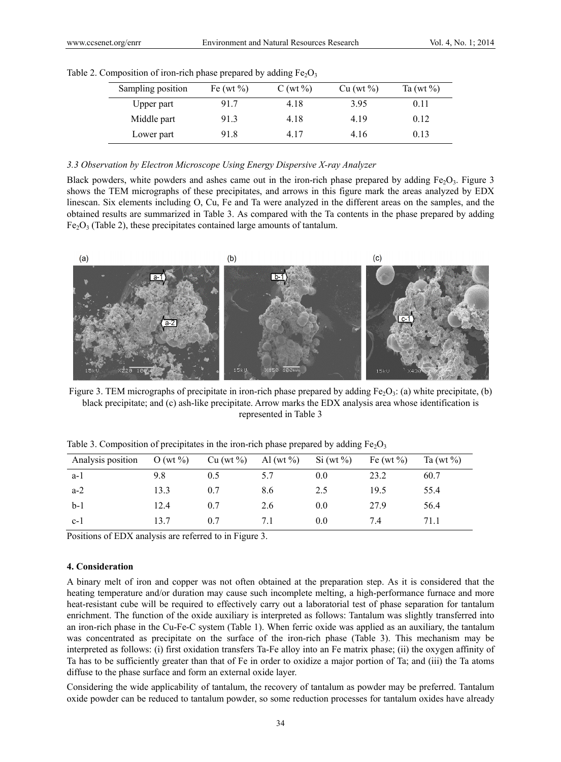Table 2. Composition of iron-rich phase prepared by adding $Fe_2O_3$

| Sampling position | Fe (wt %) | C (wt %) | Cu (wt %) | Ta (wt %) |
|---|---|---|---|---|
| Upper part | 91.7 | 4.18 | 3.95 | 0.11 |
| Middle part | 91.3 | 4.18 | 4.19 | 0.12 |
| Lower part | 91.8 | 4.17 | 4.16 | 0.13 |

### *3.3 Observation by Electron Microscope Using Energy Dispersive X-ray Analyzer*

Black powders, white powders and ashes came out in the iron-rich phase prepared by adding $Fe_2O_3$. Figure 3 shows the TEM micrographs of these precipitates, and arrows in this figure mark the areas analyzed by EDX linescan. Six elements including O, Cu, Fe and Ta were analyzed in the different areas on the samples, and the obtained results are summarized in Table 3. As compared with the Ta contents in the phase prepared by adding $Fe_2O_3$ (Table 2), these precipitates contained large amounts of tantalum.

Figure 3. TEM micrographs of precipitate in iron-rich phase prepared by adding $Fe_2O_3$: (a) white precipitate, (b) black precipitate; and (c) ash-like precipitate. Arrow marks the EDX analysis area whose identification is represented in Table 3

Table 3. Composition of precipitates in the iron-rich phase prepared by adding $Fe_2O_3$

| Analysis position | O (wt %) | Cu (wt %) | Al (wt %) | Si (wt %) | Fe (wt %) | Ta (wt %) |
|---|---|---|---|---|---|---|
| a-1 | 9.8 | 0.5 | 5.7 | 0.0 | 23.2 | 60.7 |
| a-2 | 13.3 | 0.7 | 8.6 | 2.5 | 19.5 | 55.4 |
| b-1 | 12.4 | 0.7 | 2.6 | 0.0 | 27.9 | 56.4 |
| c-1 | 13.7 | 0.7 | 7.1 | 0.0 | 7.4 | 71.1 |

Positions of EDX analysis are referred to in Figure 3.

## 4. Consideration

A binary melt of iron and copper was not often obtained at the preparation step. As it is considered that the heating temperature and/or duration may cause such incomplete melting, a high-performance furnace and more heat-resistant cube will be required to effectively carry out a laboratorial test of phase separation for tantalum enrichment. The function of the oxide auxiliary is interpreted as follows: Tantalum was slightly transferred into an iron-rich phase in the Cu-Fe-C system (Table 1). When ferric oxide was applied as an auxiliary, the tantalum was concentrated as precipitate on the surface of the iron-rich phase (Table 3). This mechanism may be interpreted as follows: (i) first oxidation transfers Ta-Fe alloy into an Fe matrix phase; (ii) the oxygen affinity of Ta has to be sufficiently greater than that of Fe in order to oxidize a major portion of Ta; and (iii) the Ta atoms diffuse to the phase surface and form an external oxide layer.

Considering the wide applicability of tantalum, the recovery of tantalum as powder may be preferred. Tantalum oxide powder can be reduced to tantalum powder, so some reduction processes for tantalum oxides have already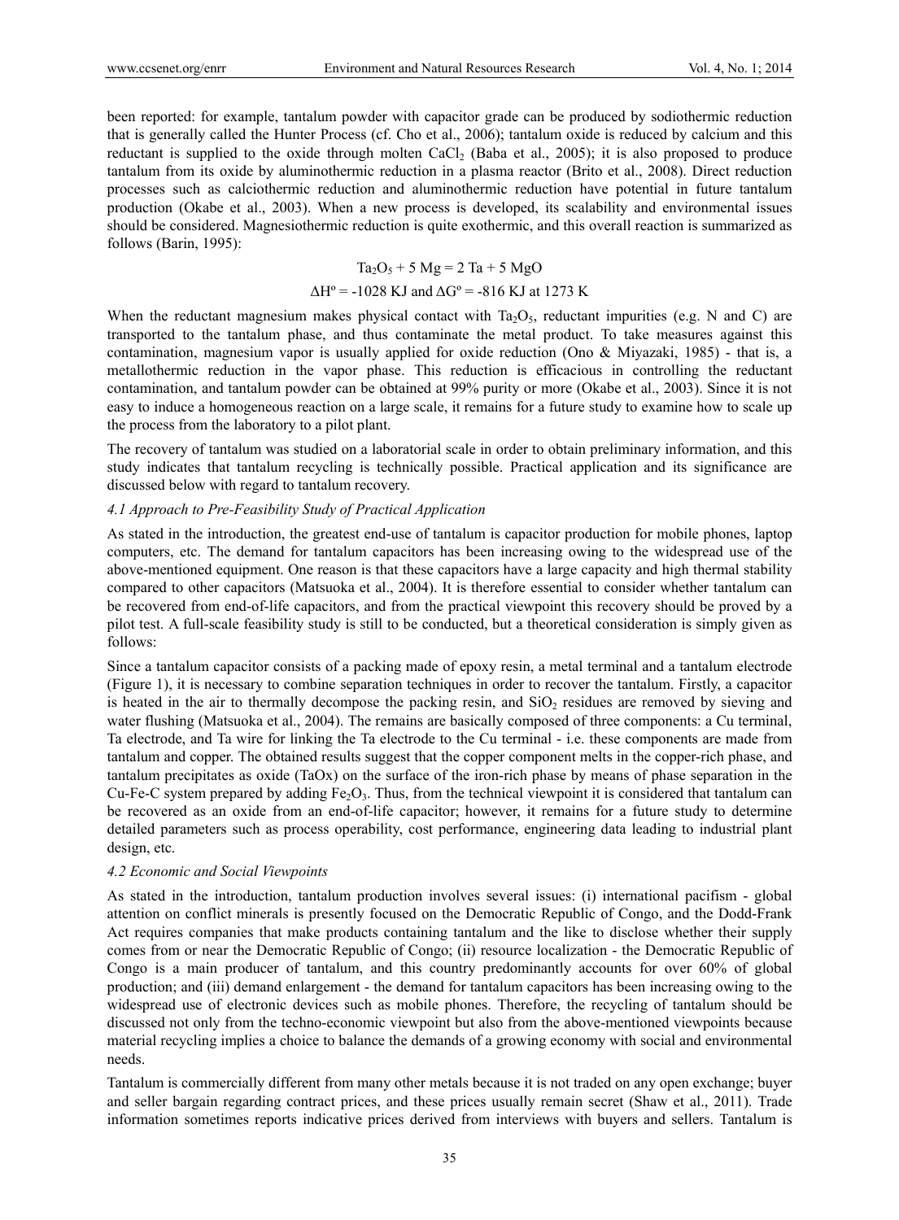been reported: for example, tantalum powder with capacitor grade can be produced by sodiothermic reduction that is generally called the Hunter Process (cf. Cho et al., 2006); tantalum oxide is reduced by calcium and this reductant is supplied to the oxide through molten $CaCl_2$ (Baba et al., 2005); it is also proposed to produce tantalum from its oxide by aluminothermic reduction in a plasma reactor (Brito et al., 2008). Direct reduction processes such as calciothermic reduction and aluminothermic reduction have potential in future tantalum production (Okabe et al., 2003). When a new process is developed, its scalability and environmental issues should be considered. Magnesiothermic reduction is quite exothermic, and this overall reaction is summarized as follows (Barin, 1995):

$$Ta_2O_5 + 5\ Mg = 2\ Ta + 5\ MgO$$

$$\Delta H^o = -1028\ KJ \text{ and } \Delta G^o = -816\ KJ \text{ at } 1273\ K$$

When the reductant magnesium makes physical contact with $Ta_2O_5$, reductant impurities (e.g. N and C) are transported to the tantalum phase, and thus contaminate the metal product. To take measures against this contamination, magnesium vapor is usually applied for oxide reduction (Ono & Miyazaki, 1985) - that is, a metallothermic reduction in the vapor phase. This reduction is efficacious in controlling the reductant contamination, and tantalum powder can be obtained at 99% purity or more (Okabe et al., 2003). Since it is not easy to induce a homogeneous reaction on a large scale, it remains for a future study to examine how to scale up the process from the laboratory to a pilot plant.

The recovery of tantalum was studied on a laboratorial scale in order to obtain preliminary information, and this study indicates that tantalum recycling is technically possible. Practical application and its significance are discussed below with regard to tantalum recovery.

### *4.1 Approach to Pre-Feasibility Study of Practical Application*

As stated in the introduction, the greatest end-use of tantalum is capacitor production for mobile phones, laptop computers, etc. The demand for tantalum capacitors has been increasing owing to the widespread use of the above-mentioned equipment. One reason is that these capacitors have a large capacity and high thermal stability compared to other capacitors (Matsuoka et al., 2004). It is therefore essential to consider whether tantalum can be recovered from end-of-life capacitors, and from the practical viewpoint this recovery should be proved by a pilot test. A full-scale feasibility study is still to be conducted, but a theoretical consideration is simply given as follows:

Since a tantalum capacitor consists of a packing made of epoxy resin, a metal terminal and a tantalum electrode (Figure 1), it is necessary to combine separation techniques in order to recover the tantalum. Firstly, a capacitor is heated in the air to thermally decompose the packing resin, and $SiO_2$ residues are removed by sieving and water flushing (Matsuoka et al., 2004). The remains are basically composed of three components: a Cu terminal, Ta electrode, and Ta wire for linking the Ta electrode to the Cu terminal - i.e. these components are made from tantalum and copper. The obtained results suggest that the copper component melts in the copper-rich phase, and tantalum precipitates as oxide (TaOx) on the surface of the iron-rich phase by means of phase separation in the Cu-Fe-C system prepared by adding $Fe_2O_3$. Thus, from the technical viewpoint it is considered that tantalum can be recovered as an oxide from an end-of-life capacitor; however, it remains for a future study to determine detailed parameters such as process operability, cost performance, engineering data leading to industrial plant design, etc.

### *4.2 Economic and Social Viewpoints*

As stated in the introduction, tantalum production involves several issues: (i) international pacifism - global attention on conflict minerals is presently focused on the Democratic Republic of Congo, and the Dodd-Frank Act requires companies that make products containing tantalum and the like to disclose whether their supply comes from or near the Democratic Republic of Congo; (ii) resource localization - the Democratic Republic of Congo is a main producer of tantalum, and this country predominantly accounts for over 60% of global production; and (iii) demand enlargement - the demand for tantalum capacitors has been increasing owing to the widespread use of electronic devices such as mobile phones. Therefore, the recycling of tantalum should be discussed not only from the techno-economic viewpoint but also from the above-mentioned viewpoints because material recycling implies a choice to balance the demands of a growing economy with social and environmental needs.

Tantalum is commercially different from many other metals because it is not traded on any open exchange; buyer and seller bargain regarding contract prices, and these prices usually remain secret (Shaw et al., 2011). Trade information sometimes reports indicative prices derived from interviews with buyers and sellers. Tantalum is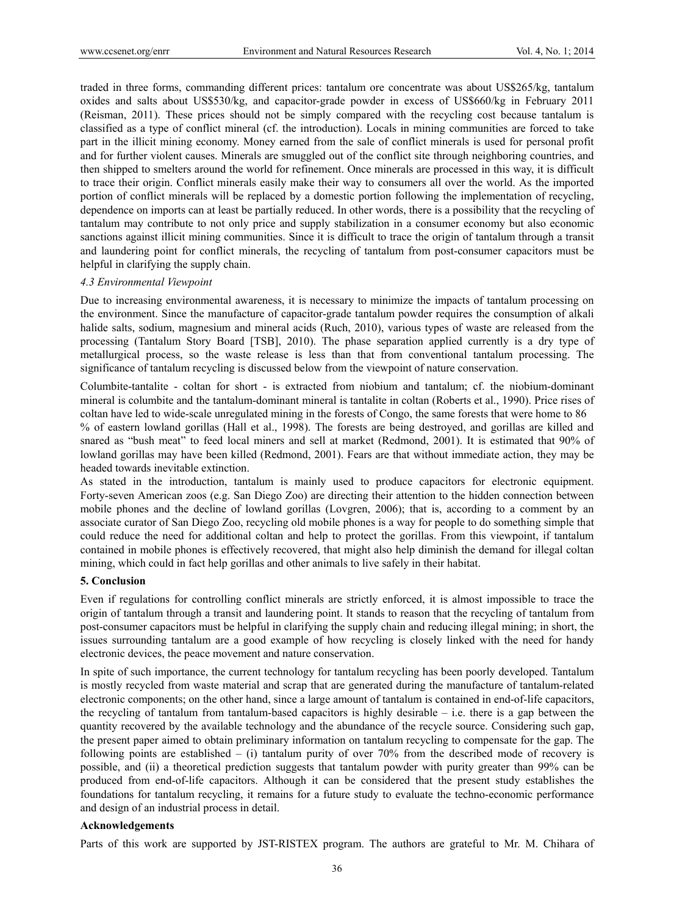traded in three forms, commanding different prices: tantalum ore concentrate was about US$265/kg, tantalum oxides and salts about US$530/kg, and capacitor-grade powder in excess of US$660/kg in February 2011 (Reisman, 2011). These prices should not be simply compared with the recycling cost because tantalum is classified as a type of conflict mineral (cf. the introduction). Locals in mining communities are forced to take part in the illicit mining economy. Money earned from the sale of conflict minerals is used for personal profit and for further violent causes. Minerals are smuggled out of the conflict site through neighboring countries, and then shipped to smelters around the world for refinement. Once minerals are processed in this way, it is difficult to trace their origin. Conflict minerals easily make their way to consumers all over the world. As the imported portion of conflict minerals will be replaced by a domestic portion following the implementation of recycling, dependence on imports can at least be partially reduced. In other words, there is a possibility that the recycling of tantalum may contribute to not only price and supply stabilization in a consumer economy but also economic sanctions against illicit mining communities. Since it is difficult to trace the origin of tantalum through a transit and laundering point for conflict minerals, the recycling of tantalum from post-consumer capacitors must be helpful in clarifying the supply chain.

### *4.3 Environmental Viewpoint*

Due to increasing environmental awareness, it is necessary to minimize the impacts of tantalum processing on the environment. Since the manufacture of capacitor-grade tantalum powder requires the consumption of alkali halide salts, sodium, magnesium and mineral acids (Ruch, 2010), various types of waste are released from the processing (Tantalum Story Board [TSB], 2010). The phase separation applied currently is a dry type of metallurgical process, so the waste release is less than that from conventional tantalum processing. The significance of tantalum recycling is discussed below from the viewpoint of nature conservation.

Columbite-tantalite - coltan for short - is extracted from niobium and tantalum; cf. the niobium-dominant mineral is columbite and the tantalum-dominant mineral is tantalite in coltan (Roberts et al., 1990). Price rises of coltan have led to wide-scale unregulated mining in the forests of Congo, the same forests that were home to 86 % of eastern lowland gorillas (Hall et al., 1998). The forests are being destroyed, and gorillas are killed and snared as "bush meat" to feed local miners and sell at market (Redmond, 2001). It is estimated that 90% of lowland gorillas may have been killed (Redmond, 2001). Fears are that without immediate action, they may be headed towards inevitable extinction.

As stated in the introduction, tantalum is mainly used to produce capacitors for electronic equipment. Forty-seven American zoos (e.g. San Diego Zoo) are directing their attention to the hidden connection between mobile phones and the decline of lowland gorillas (Lovgren, 2006); that is, according to a comment by an associate curator of San Diego Zoo, recycling old mobile phones is a way for people to do something simple that could reduce the need for additional coltan and help to protect the gorillas. From this viewpoint, if tantalum contained in mobile phones is effectively recovered, that might also help diminish the demand for illegal coltan mining, which could in fact help gorillas and other animals to live safely in their habitat.

## **5. Conclusion**

Even if regulations for controlling conflict minerals are strictly enforced, it is almost impossible to trace the origin of tantalum through a transit and laundering point. It stands to reason that the recycling of tantalum from post-consumer capacitors must be helpful in clarifying the supply chain and reducing illegal mining; in short, the issues surrounding tantalum are a good example of how recycling is closely linked with the need for handy electronic devices, the peace movement and nature conservation.

In spite of such importance, the current technology for tantalum recycling has been poorly developed. Tantalum is mostly recycled from waste material and scrap that are generated during the manufacture of tantalum-related electronic components; on the other hand, since a large amount of tantalum is contained in end-of-life capacitors, the recycling of tantalum from tantalum-based capacitors is highly desirable – i.e. there is a gap between the quantity recovered by the available technology and the abundance of the recycle source. Considering such gap, the present paper aimed to obtain preliminary information on tantalum recycling to compensate for the gap. The following points are established – (i) tantalum purity of over 70% from the described mode of recovery is possible, and (ii) a theoretical prediction suggests that tantalum powder with purity greater than 99% can be produced from end-of-life capacitors. Although it can be considered that the present study establishes the foundations for tantalum recycling, it remains for a future study to evaluate the techno-economic performance and design of an industrial process in detail.

## **Acknowledgements**

Parts of this work are supported by JST-RISTEX program. The authors are grateful to Mr. M. Chihara of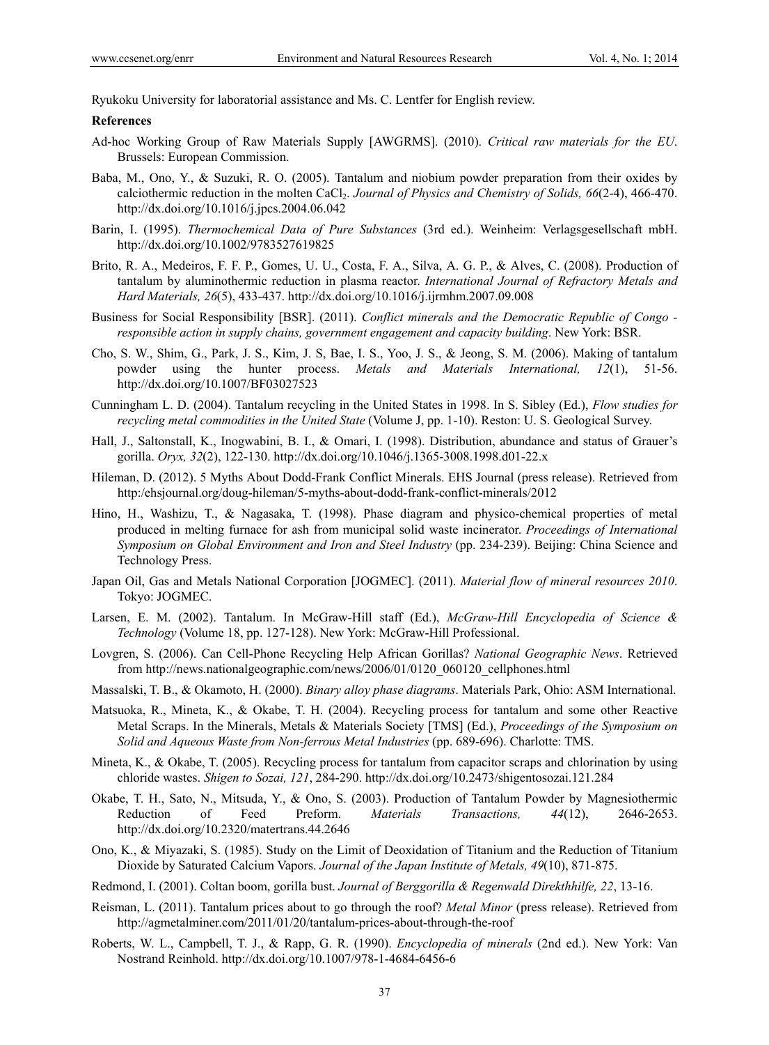Ryukoku University for laboratorial assistance and Ms. C. Lentfer for English review.

## References

Ad-hoc Working Group of Raw Materials Supply [AWGRMS]. (2010). *Critical raw materials for the EU*. Brussels: European Commission.

Baba, M., Ono, Y., & Suzuki, R. O. (2005). Tantalum and niobium powder preparation from their oxides by calciothermic reduction in the molten $CaCl_2$. *Journal of Physics and Chemistry of Solids, 66*(2-4), 466-470. http://dx.doi.org/10.1016/j.jpcs.2004.06.042

Barin, I. (1995). *Thermochemical Data of Pure Substances* (3rd ed.). Weinheim: Verlagsgesellschaft mbH. http://dx.doi.org/10.1002/9783527619825

Brito, R. A., Medeiros, F. F. P., Gomes, U. U., Costa, F. A., Silva, A. G. P., & Alves, C. (2008). Production of tantalum by aluminothermic reduction in plasma reactor. *International Journal of Refractory Metals and Hard Materials, 26*(5), 433-437. http://dx.doi.org/10.1016/j.ijrmhm.2007.09.008

Business for Social Responsibility [BSR]. (2011). *Conflict minerals and the Democratic Republic of Congo - responsible action in supply chains, government engagement and capacity building*. New York: BSR.

Cho, S. W., Shim, G., Park, J. S., Kim, J. S, Bae, I. S., Yoo, J. S., & Jeong, S. M. (2006). Making of tantalum powder using the hunter process. *Metals and Materials International, 12*(1), 51-56. http://dx.doi.org/10.1007/BF03027523

Cunningham L. D. (2004). Tantalum recycling in the United States in 1998. In S. Sibley (Ed.), *Flow studies for recycling metal commodities in the United State* (Volume J, pp. 1-10). Reston: U. S. Geological Survey.

Hall, J., Saltonstall, K., Inogwabini, B. I., & Omari, I. (1998). Distribution, abundance and status of Grauer's gorilla. *Oryx, 32*(2), 122-130. http://dx.doi.org/10.1046/j.1365-3008.1998.d01-22.x

Hileman, D. (2012). 5 Myths About Dodd-Frank Conflict Minerals. EHS Journal (press release). Retrieved from http:/ehsjournal.org/doug-hileman/5-myths-about-dodd-frank-conflict-minerals/2012

Hino, H., Washizu, T., & Nagasaka, T. (1998). Phase diagram and physico-chemical properties of metal produced in melting furnace for ash from municipal solid waste incinerator. *Proceedings of International Symposium on Global Environment and Iron and Steel Industry* (pp. 234-239). Beijing: China Science and Technology Press.

Japan Oil, Gas and Metals National Corporation [JOGMEC]. (2011). *Material flow of mineral resources 2010*. Tokyo: JOGMEC.

Larsen, E. M. (2002). Tantalum. In McGraw-Hill staff (Ed.), *McGraw-Hill Encyclopedia of Science & Technology* (Volume 18, pp. 127-128). New York: McGraw-Hill Professional.

Lovgren, S. (2006). Can Cell-Phone Recycling Help African Gorillas? *National Geographic News*. Retrieved from http://news.nationalgeographic.com/news/2006/01/0120_060120_cellphones.html

Massalski, T. B., & Okamoto, H. (2000). *Binary alloy phase diagrams*. Materials Park, Ohio: ASM International.

Matsuoka, R., Mineta, K., & Okabe, T. H. (2004). Recycling process for tantalum and some other Reactive Metal Scraps. In the Minerals, Metals & Materials Society [TMS] (Ed.), *Proceedings of the Symposium on Solid and Aqueous Waste from Non-ferrous Metal Industries* (pp. 689-696). Charlotte: TMS.

Mineta, K., & Okabe, T. (2005). Recycling process for tantalum from capacitor scraps and chlorination by using chloride wastes. *Shigen to Sozai, 121*, 284-290. http://dx.doi.org/10.2473/shigentosozai.121.284

Okabe, T. H., Sato, N., Mitsuda, Y., & Ono, S. (2003). Production of Tantalum Powder by Magnesiothermic Reduction of Feed Preform. *Materials Transactions, 44*(12), 2646-2653. http://dx.doi.org/10.2320/matertrans.44.2646

Ono, K., & Miyazaki, S. (1985). Study on the Limit of Deoxidation of Titanium and the Reduction of Titanium Dioxide by Saturated Calcium Vapors. *Journal of the Japan Institute of Metals, 49*(10), 871-875.

Redmond, I. (2001). Coltan boom, gorilla bust. *Journal of Berggorilla & Regenwald Direkthhilfe, 22*, 13-16.

Reisman, L. (2011). Tantalum prices about to go through the roof? *Metal Minor* (press release). Retrieved from http://agmetalminer.com/2011/01/20/tantalum-prices-about-through-the-roof

Roberts, W. L., Campbell, T. J., & Rapp, G. R. (1990). *Encyclopedia of minerals* (2nd ed.). New York: Van Nostrand Reinhold. http://dx.doi.org/10.1007/978-1-4684-6456-6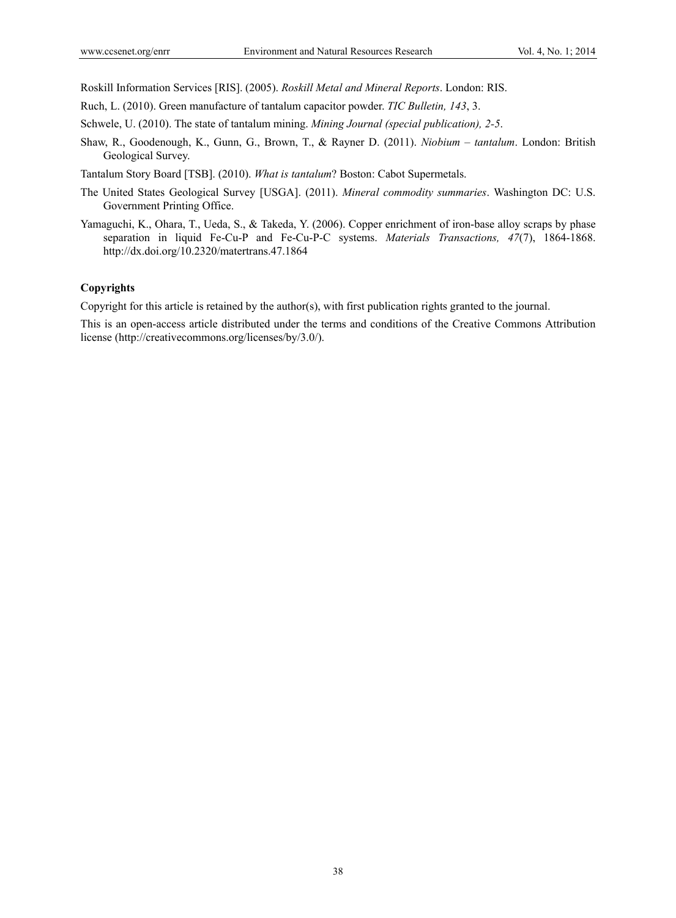Roskill Information Services [RIS]. (2005). *Roskill Metal and Mineral Reports*. London: RIS.

Ruch, L. (2010). Green manufacture of tantalum capacitor powder. *TIC Bulletin, 143*, 3.

Schwele, U. (2010). The state of tantalum mining. *Mining Journal (special publication), 2-5*.

Shaw, R., Goodenough, K., Gunn, G., Brown, T., & Rayner D. (2011). *Niobium – tantalum*. London: British Geological Survey.

Tantalum Story Board [TSB]. (2010). *What is tantalum*? Boston: Cabot Supermetals.

The United States Geological Survey [USGA]. (2011). *Mineral commodity summaries*. Washington DC: U.S. Government Printing Office.

Yamaguchi, K., Ohara, T., Ueda, S., & Takeda, Y. (2006). Copper enrichment of iron-base alloy scraps by phase separation in liquid Fe-Cu-P and Fe-Cu-P-C systems. *Materials Transactions, 47*(7), 1864-1868. http://dx.doi.org/10.2320/matertrans.47.1864

**Copyrights**

Copyright for this article is retained by the author(s), with first publication rights granted to the journal.

This is an open-access article distributed under the terms and conditions of the Creative Commons Attribution license (http://creativecommons.org/licenses/by/3.0/).